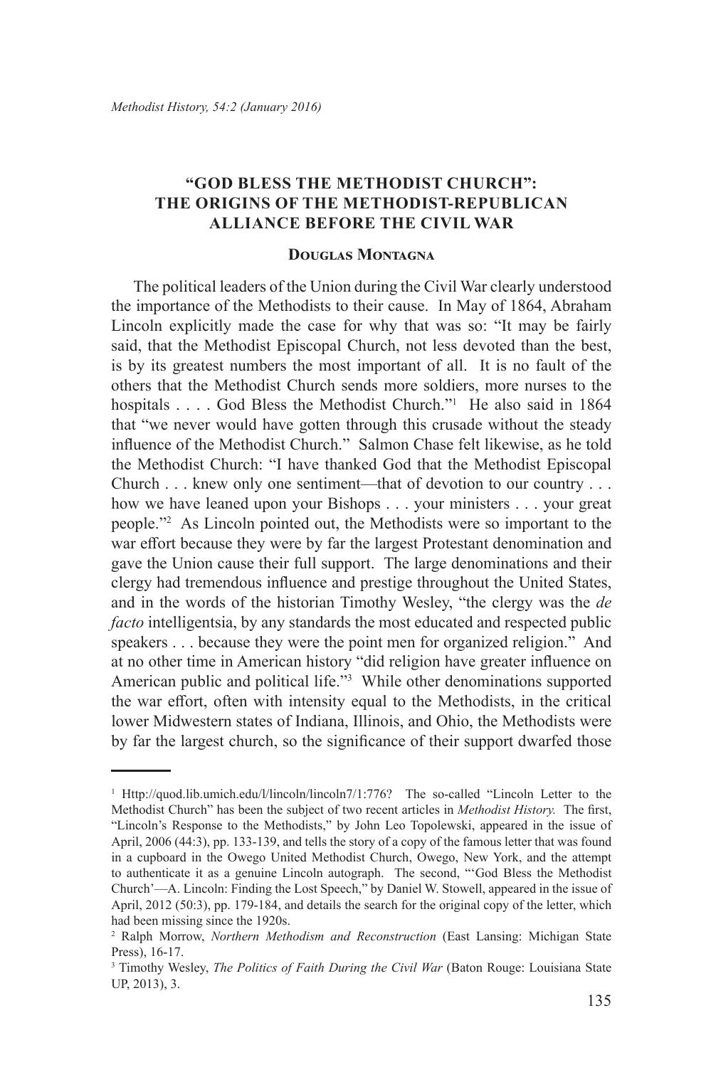# "GOD BLESS THE METHODIST CHURCH": THE ORIGINS OF THE METHODIST-REPUBLICAN ALLIANCE BEFORE THE CIVIL WAR

**Douglas Montagna**

The political leaders of the Union during the Civil War clearly understood the importance of the Methodists to their cause. In May of 1864, Abraham Lincoln explicitly made the case for why that was so: "It may be fairly said, that the Methodist Episcopal Church, not less devoted than the best, is by its greatest numbers the most important of all. It is no fault of the others that the Methodist Church sends more soldiers, more nurses to the hospitals . . . . God Bless the Methodist Church."[1] He also said in 1864 that "we never would have gotten through this crusade without the steady influence of the Methodist Church." Salmon Chase felt likewise, as he told the Methodist Church: "I have thanked God that the Methodist Episcopal Church . . . knew only one sentiment—that of devotion to our country . . . how we have leaned upon your Bishops . . . your ministers . . . your great people."[2] As Lincoln pointed out, the Methodists were so important to the war effort because they were by far the largest Protestant denomination and gave the Union cause their full support. The large denominations and their clergy had tremendous influence and prestige throughout the United States, and in the words of the historian Timothy Wesley, "the clergy was the *de facto* intelligentsia, by any standards the most educated and respected public speakers . . . because they were the point men for organized religion." And at no other time in American history "did religion have greater influence on American public and political life."[3] While other denominations supported the war effort, often with intensity equal to the Methodists, in the critical lower Midwestern states of Indiana, Illinois, and Ohio, the Methodists were by far the largest church, so the significance of their support dwarfed those

---

[1] Http://quod.lib.umich.edu/l/lincoln/lincoln7/1:776? The so-called "Lincoln Letter to the Methodist Church" has been the subject of two recent articles in *Methodist History.* The first, "Lincoln's Response to the Methodists," by John Leo Topolewski, appeared in the issue of April, 2006 (44:3), pp. 133-139, and tells the story of a copy of the famous letter that was found in a cupboard in the Owego United Methodist Church, Owego, New York, and the attempt to authenticate it as a genuine Lincoln autograph. The second, "'God Bless the Methodist Church'—A. Lincoln: Finding the Lost Speech," by Daniel W. Stowell, appeared in the issue of April, 2012 (50:3), pp. 179-184, and details the search for the original copy of the letter, which had been missing since the 1920s.

[2] Ralph Morrow, *Northern Methodism and Reconstruction* (East Lansing: Michigan State Press), 16-17.

[3] Timothy Wesley, *The Politics of Faith During the Civil War* (Baton Rouge: Louisiana State UP, 2013), 3.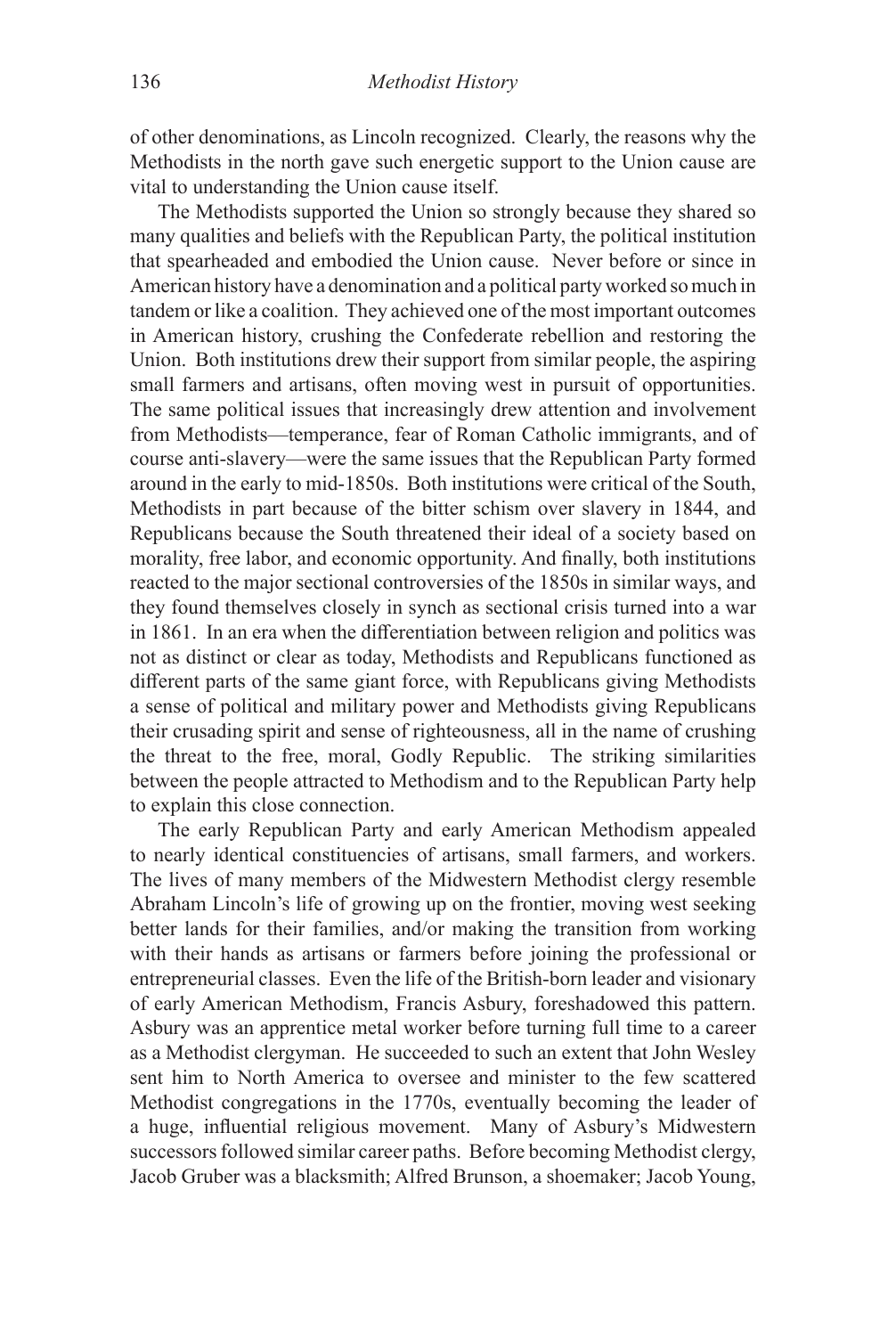of other denominations, as Lincoln recognized. Clearly, the reasons why the Methodists in the north gave such energetic support to the Union cause are vital to understanding the Union cause itself.

The Methodists supported the Union so strongly because they shared so many qualities and beliefs with the Republican Party, the political institution that spearheaded and embodied the Union cause. Never before or since in American history have a denomination and a political party worked so much in tandem or like a coalition. They achieved one of the most important outcomes in American history, crushing the Confederate rebellion and restoring the Union. Both institutions drew their support from similar people, the aspiring small farmers and artisans, often moving west in pursuit of opportunities. The same political issues that increasingly drew attention and involvement from Methodists—temperance, fear of Roman Catholic immigrants, and of course anti-slavery—were the same issues that the Republican Party formed around in the early to mid-1850s. Both institutions were critical of the South, Methodists in part because of the bitter schism over slavery in 1844, and Republicans because the South threatened their ideal of a society based on morality, free labor, and economic opportunity. And finally, both institutions reacted to the major sectional controversies of the 1850s in similar ways, and they found themselves closely in synch as sectional crisis turned into a war in 1861. In an era when the differentiation between religion and politics was not as distinct or clear as today, Methodists and Republicans functioned as different parts of the same giant force, with Republicans giving Methodists a sense of political and military power and Methodists giving Republicans their crusading spirit and sense of righteousness, all in the name of crushing the threat to the free, moral, Godly Republic. The striking similarities between the people attracted to Methodism and to the Republican Party help to explain this close connection.

The early Republican Party and early American Methodism appealed to nearly identical constituencies of artisans, small farmers, and workers. The lives of many members of the Midwestern Methodist clergy resemble Abraham Lincoln's life of growing up on the frontier, moving west seeking better lands for their families, and/or making the transition from working with their hands as artisans or farmers before joining the professional or entrepreneurial classes. Even the life of the British-born leader and visionary of early American Methodism, Francis Asbury, foreshadowed this pattern. Asbury was an apprentice metal worker before turning full time to a career as a Methodist clergyman. He succeeded to such an extent that John Wesley sent him to North America to oversee and minister to the few scattered Methodist congregations in the 1770s, eventually becoming the leader of a huge, influential religious movement. Many of Asbury's Midwestern successors followed similar career paths. Before becoming Methodist clergy, Jacob Gruber was a blacksmith; Alfred Brunson, a shoemaker; Jacob Young,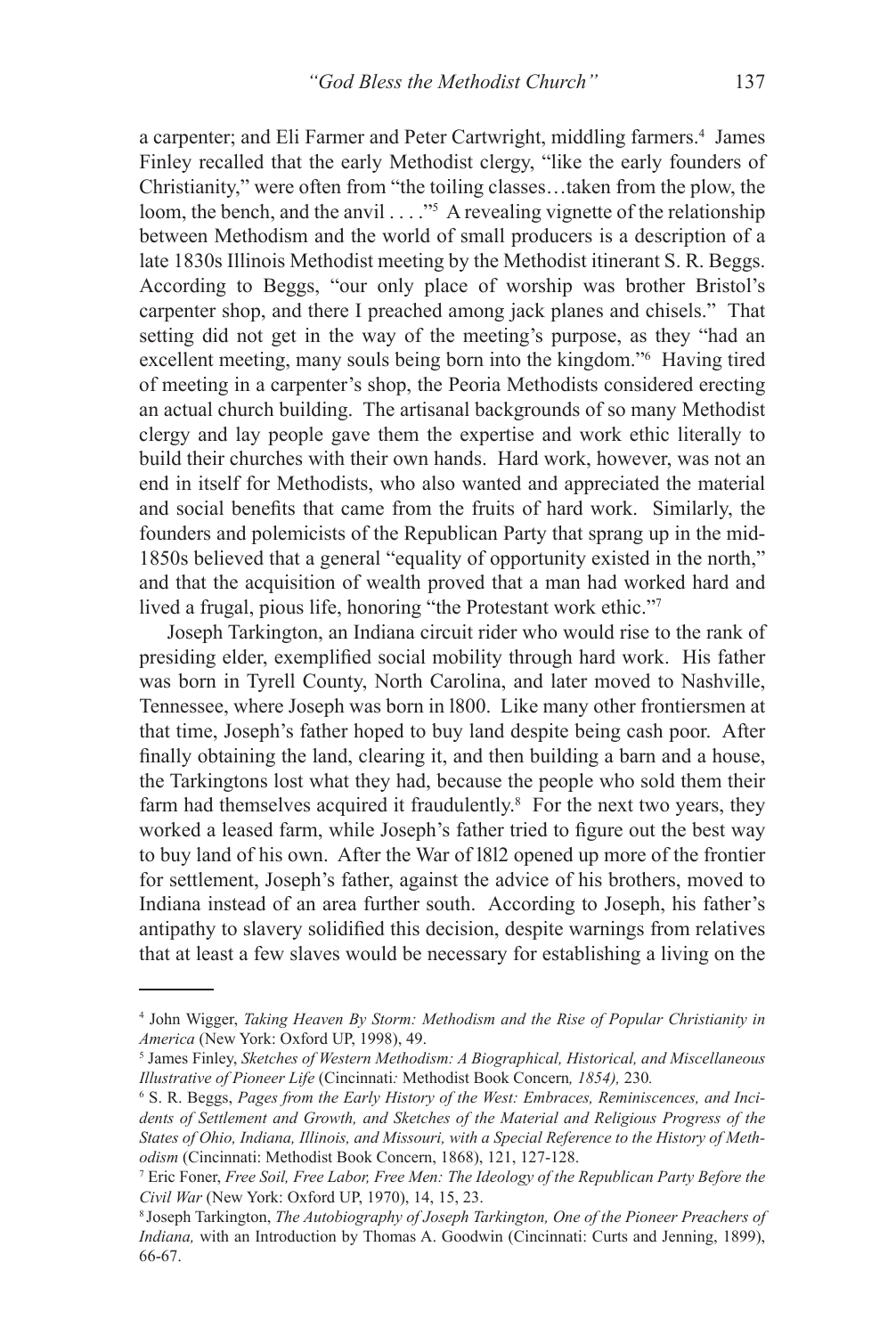a carpenter; and Eli Farmer and Peter Cartwright, middling farmers.[4] James Finley recalled that the early Methodist clergy, "like the early founders of Christianity," were often from "the toiling classes…taken from the plow, the loom, the bench, and the anvil . . . ."[5] A revealing vignette of the relationship between Methodism and the world of small producers is a description of a late 1830s Illinois Methodist meeting by the Methodist itinerant S. R. Beggs. According to Beggs, "our only place of worship was brother Bristol's carpenter shop, and there I preached among jack planes and chisels." That setting did not get in the way of the meeting's purpose, as they "had an excellent meeting, many souls being born into the kingdom."[6] Having tired of meeting in a carpenter's shop, the Peoria Methodists considered erecting an actual church building. The artisanal backgrounds of so many Methodist clergy and lay people gave them the expertise and work ethic literally to build their churches with their own hands. Hard work, however, was not an end in itself for Methodists, who also wanted and appreciated the material and social benefits that came from the fruits of hard work. Similarly, the founders and polemicists of the Republican Party that sprang up in the mid-1850s believed that a general "equality of opportunity existed in the north," and that the acquisition of wealth proved that a man had worked hard and lived a frugal, pious life, honoring "the Protestant work ethic."[7]

Joseph Tarkington, an Indiana circuit rider who would rise to the rank of presiding elder, exemplified social mobility through hard work. His father was born in Tyrell County, North Carolina, and later moved to Nashville, Tennessee, where Joseph was born in 1800. Like many other frontiersmen at that time, Joseph's father hoped to buy land despite being cash poor. After finally obtaining the land, clearing it, and then building a barn and a house, the Tarkingtons lost what they had, because the people who sold them their farm had themselves acquired it fraudulently.[8] For the next two years, they worked a leased farm, while Joseph's father tried to figure out the best way to buy land of his own. After the War of 1812 opened up more of the frontier for settlement, Joseph's father, against the advice of his brothers, moved to Indiana instead of an area further south. According to Joseph, his father's antipathy to slavery solidified this decision, despite warnings from relatives that at least a few slaves would be necessary for establishing a living on the

---

[4] John Wigger, *Taking Heaven By Storm: Methodism and the Rise of Popular Christianity in America* (New York: Oxford UP, 1998), 49.

[5] James Finley, *Sketches of Western Methodism: A Biographical, Historical, and Miscellaneous Illustrative of Pioneer Life* (Cincinnati: Methodist Book Concern, 1854), 230.

[6] S. R. Beggs, *Pages from the Early History of the West: Embraces, Reminiscences, and Incidents of Settlement and Growth, and Sketches of the Material and Religious Progress of the States of Ohio, Indiana, Illinois, and Missouri, with a Special Reference to the History of Methodism* (Cincinnati: Methodist Book Concern, 1868), 121, 127-128.

[7] Eric Foner, *Free Soil, Free Labor, Free Men: The Ideology of the Republican Party Before the Civil War* (New York: Oxford UP, 1970), 14, 15, 23.

[8] Joseph Tarkington, *The Autobiography of Joseph Tarkington, One of the Pioneer Preachers of Indiana,* with an Introduction by Thomas A. Goodwin (Cincinnati: Curts and Jenning, 1899), 66-67.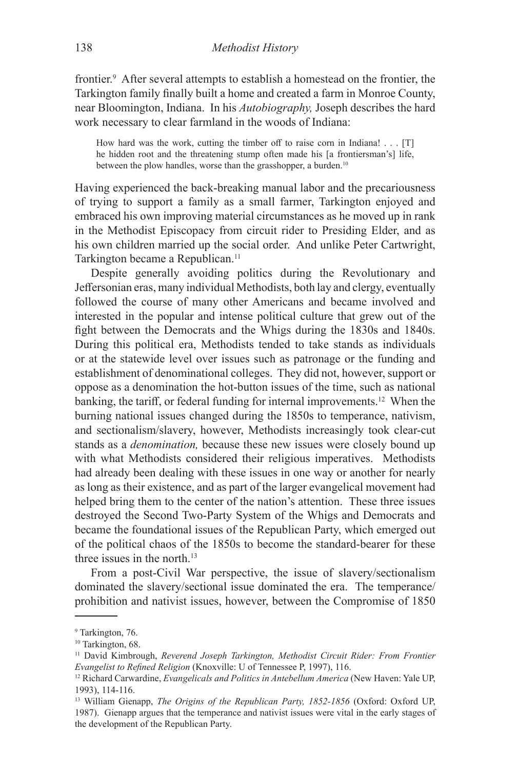frontier.[9] After several attempts to establish a homestead on the frontier, the Tarkington family finally built a home and created a farm in Monroe County, near Bloomington, Indiana. In his *Autobiography,* Joseph describes the hard work necessary to clear farmland in the woods of Indiana:

> How hard was the work, cutting the timber off to raise corn in Indiana! . . . [T]he hidden root and the threatening stump often made his [a frontiersman's] life, between the plow handles, worse than the grasshopper, a burden.[10]

Having experienced the back-breaking manual labor and the precariousness of trying to support a family as a small farmer, Tarkington enjoyed and embraced his own improving material circumstances as he moved up in rank in the Methodist Episcopacy from circuit rider to Presiding Elder, and as his own children married up the social order. And unlike Peter Cartwright, Tarkington became a Republican.[11]

Despite generally avoiding politics during the Revolutionary and Jeffersonian eras, many individual Methodists, both lay and clergy, eventually followed the course of many other Americans and became involved and interested in the popular and intense political culture that grew out of the fight between the Democrats and the Whigs during the 1830s and 1840s. During this political era, Methodists tended to take stands as individuals or at the statewide level over issues such as patronage or the funding and establishment of denominational colleges. They did not, however, support or oppose as a denomination the hot-button issues of the time, such as national banking, the tariff, or federal funding for internal improvements.[12] When the burning national issues changed during the 1850s to temperance, nativism, and sectionalism/slavery, however, Methodists increasingly took clear-cut stands as a *denomination,* because these new issues were closely bound up with what Methodists considered their religious imperatives. Methodists had already been dealing with these issues in one way or another for nearly as long as their existence, and as part of the larger evangelical movement had helped bring them to the center of the nation's attention. These three issues destroyed the Second Two-Party System of the Whigs and Democrats and became the foundational issues of the Republican Party, which emerged out of the political chaos of the 1850s to become the standard-bearer for these three issues in the north.[13]

From a post-Civil War perspective, the issue of slavery/sectionalism dominated the slavery/sectional issue dominated the era. The temperance/prohibition and nativist issues, however, between the Compromise of 1850

---

[9] Tarkington, 76.

[10] Tarkington, 68.

[11] David Kimbrough, *Reverend Joseph Tarkington, Methodist Circuit Rider: From Frontier Evangelist to Refined Religion* (Knoxville: U of Tennessee P, 1997), 116.

[12] Richard Carwardine, *Evangelicals and Politics in Antebellum America* (New Haven: Yale UP, 1993), 114-116.

[13] William Gienapp, *The Origins of the Republican Party, 1852-1856* (Oxford: Oxford UP, 1987). Gienapp argues that the temperance and nativist issues were vital in the early stages of the development of the Republican Party.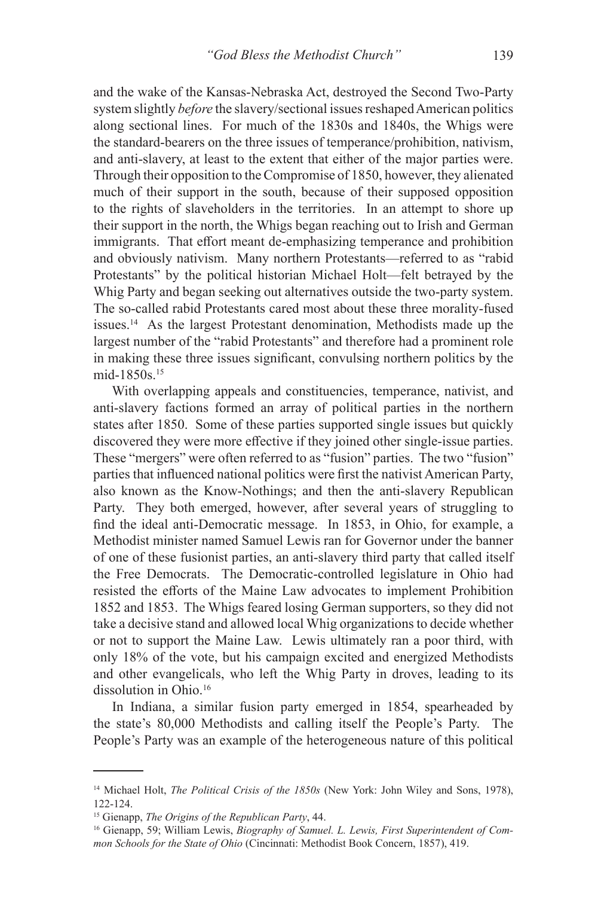and the wake of the Kansas-Nebraska Act, destroyed the Second Two-Party system slightly *before* the slavery/sectional issues reshaped American politics along sectional lines. For much of the 1830s and 1840s, the Whigs were the standard-bearers on the three issues of temperance/prohibition, nativism, and anti-slavery, at least to the extent that either of the major parties were. Through their opposition to the Compromise of 1850, however, they alienated much of their support in the south, because of their supposed opposition to the rights of slaveholders in the territories. In an attempt to shore up their support in the north, the Whigs began reaching out to Irish and German immigrants. That effort meant de-emphasizing temperance and prohibition and obviously nativism. Many northern Protestants—referred to as "rabid Protestants" by the political historian Michael Holt—felt betrayed by the Whig Party and began seeking out alternatives outside the two-party system. The so-called rabid Protestants cared most about these three morality-fused issues.[14] As the largest Protestant denomination, Methodists made up the largest number of the "rabid Protestants" and therefore had a prominent role in making these three issues significant, convulsing northern politics by the mid-1850s.[15]

With overlapping appeals and constituencies, temperance, nativist, and anti-slavery factions formed an array of political parties in the northern states after 1850. Some of these parties supported single issues but quickly discovered they were more effective if they joined other single-issue parties. These "mergers" were often referred to as "fusion" parties. The two "fusion" parties that influenced national politics were first the nativist American Party, also known as the Know-Nothings; and then the anti-slavery Republican Party. They both emerged, however, after several years of struggling to find the ideal anti-Democratic message. In 1853, in Ohio, for example, a Methodist minister named Samuel Lewis ran for Governor under the banner of one of these fusionist parties, an anti-slavery third party that called itself the Free Democrats. The Democratic-controlled legislature in Ohio had resisted the efforts of the Maine Law advocates to implement Prohibition 1852 and 1853. The Whigs feared losing German supporters, so they did not take a decisive stand and allowed local Whig organizations to decide whether or not to support the Maine Law. Lewis ultimately ran a poor third, with only 18% of the vote, but his campaign excited and energized Methodists and other evangelicals, who left the Whig Party in droves, leading to its dissolution in Ohio.[16]

In Indiana, a similar fusion party emerged in 1854, spearheaded by the state's 80,000 Methodists and calling itself the People's Party. The People's Party was an example of the heterogeneous nature of this political

---

[14] Michael Holt, *The Political Crisis of the 1850s* (New York: John Wiley and Sons, 1978), 122-124.

[15] Gienapp, *The Origins of the Republican Party*, 44.

[16] Gienapp, 59; William Lewis, *Biography of Samuel. L. Lewis, First Superintendent of Common Schools for the State of Ohio* (Cincinnati: Methodist Book Concern, 1857), 419.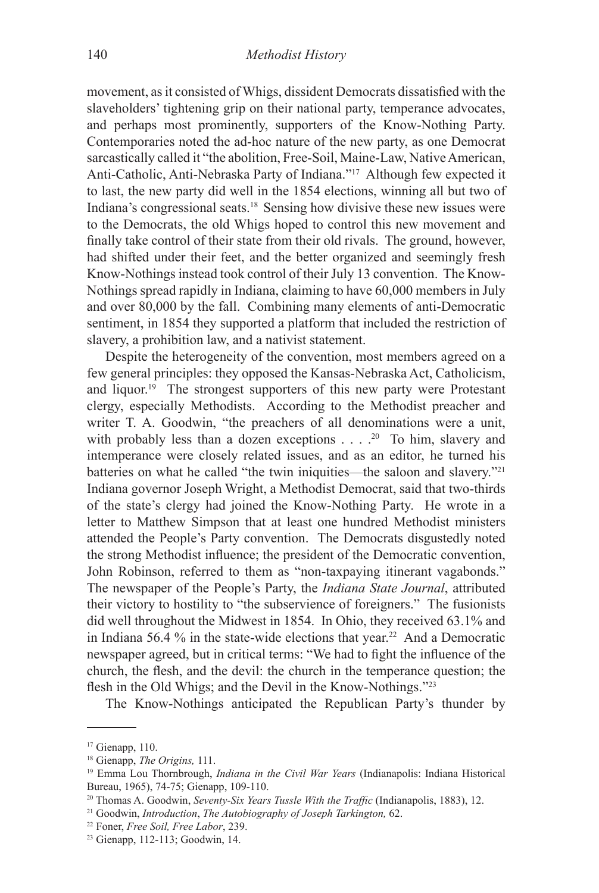movement, as it consisted of Whigs, dissident Democrats dissatisfied with the slaveholders' tightening grip on their national party, temperance advocates, and perhaps most prominently, supporters of the Know-Nothing Party. Contemporaries noted the ad-hoc nature of the new party, as one Democrat sarcastically called it "the abolition, Free-Soil, Maine-Law, Native American, Anti-Catholic, Anti-Nebraska Party of Indiana."[17] Although few expected it to last, the new party did well in the 1854 elections, winning all but two of Indiana's congressional seats.[18] Sensing how divisive these new issues were to the Democrats, the old Whigs hoped to control this new movement and finally take control of their state from their old rivals. The ground, however, had shifted under their feet, and the better organized and seemingly fresh Know-Nothings instead took control of their July 13 convention. The Know-Nothings spread rapidly in Indiana, claiming to have 60,000 members in July and over 80,000 by the fall. Combining many elements of anti-Democratic sentiment, in 1854 they supported a platform that included the restriction of slavery, a prohibition law, and a nativist statement.

Despite the heterogeneity of the convention, most members agreed on a few general principles: they opposed the Kansas-Nebraska Act, Catholicism, and liquor.[19] The strongest supporters of this new party were Protestant clergy, especially Methodists. According to the Methodist preacher and writer T. A. Goodwin, "the preachers of all denominations were a unit, with probably less than a dozen exceptions . . . .[20] To him, slavery and intemperance were closely related issues, and as an editor, he turned his batteries on what he called "the twin iniquities—the saloon and slavery."[21] Indiana governor Joseph Wright, a Methodist Democrat, said that two-thirds of the state's clergy had joined the Know-Nothing Party. He wrote in a letter to Matthew Simpson that at least one hundred Methodist ministers attended the People's Party convention. The Democrats disgustedly noted the strong Methodist influence; the president of the Democratic convention, John Robinson, referred to them as "non-taxpaying itinerant vagabonds." The newspaper of the People's Party, the *Indiana State Journal*, attributed their victory to hostility to "the subservience of foreigners." The fusionists did well throughout the Midwest in 1854. In Ohio, they received 63.1% and in Indiana 56.4 % in the state-wide elections that year.[22] And a Democratic newspaper agreed, but in critical terms: "We had to fight the influence of the church, the flesh, and the devil: the church in the temperance question; the flesh in the Old Whigs; and the Devil in the Know-Nothings."[23]

The Know-Nothings anticipated the Republican Party's thunder by

---

[17] Gienapp, 110.

[18] Gienapp, *The Origins,* 111.

[19] Emma Lou Thornbrough, *Indiana in the Civil War Years* (Indianapolis: Indiana Historical Bureau, 1965), 74-75; Gienapp, 109-110.

[20] Thomas A. Goodwin, *Seventy-Six Years Tussle With the Traffic* (Indianapolis, 1883), 12.

[21] Goodwin, *Introduction*, *The Autobiography of Joseph Tarkington,* 62.

[22] Foner, *Free Soil, Free Labor*, 239.

[23] Gienapp, 112-113; Goodwin, 14.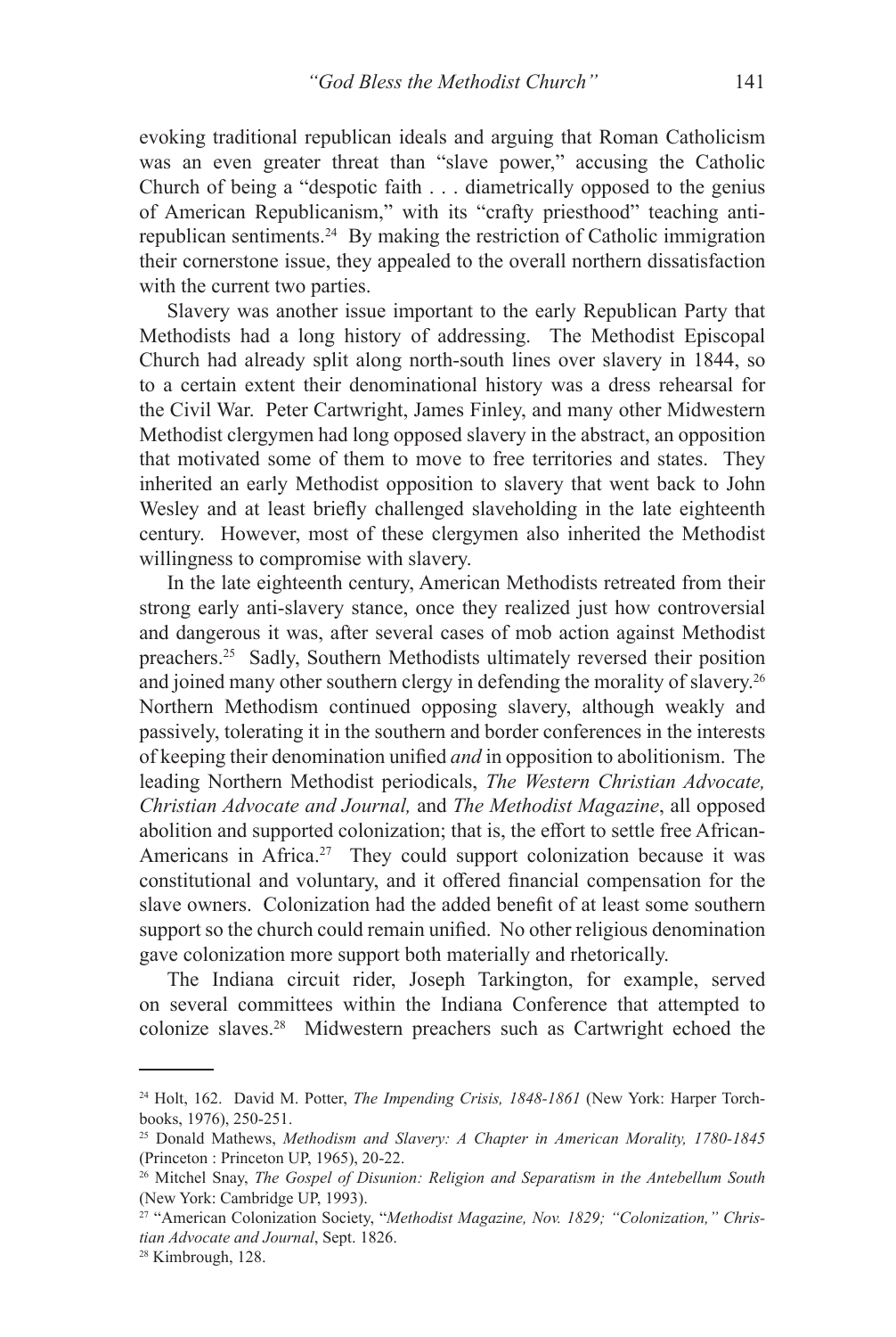evoking traditional republican ideals and arguing that Roman Catholicism was an even greater threat than "slave power," accusing the Catholic Church of being a "despotic faith . . . diametrically opposed to the genius of American Republicanism," with its "crafty priesthood" teaching anti-republican sentiments.[24] By making the restriction of Catholic immigration their cornerstone issue, they appealed to the overall northern dissatisfaction with the current two parties.

Slavery was another issue important to the early Republican Party that Methodists had a long history of addressing. The Methodist Episcopal Church had already split along north-south lines over slavery in 1844, so to a certain extent their denominational history was a dress rehearsal for the Civil War. Peter Cartwright, James Finley, and many other Midwestern Methodist clergymen had long opposed slavery in the abstract, an opposition that motivated some of them to move to free territories and states. They inherited an early Methodist opposition to slavery that went back to John Wesley and at least briefly challenged slaveholding in the late eighteenth century. However, most of these clergymen also inherited the Methodist willingness to compromise with slavery.

In the late eighteenth century, American Methodists retreated from their strong early anti-slavery stance, once they realized just how controversial and dangerous it was, after several cases of mob action against Methodist preachers.[25] Sadly, Southern Methodists ultimately reversed their position and joined many other southern clergy in defending the morality of slavery.[26] Northern Methodism continued opposing slavery, although weakly and passively, tolerating it in the southern and border conferences in the interests of keeping their denomination unified *and* in opposition to abolitionism. The leading Northern Methodist periodicals, *The Western Christian Advocate, Christian Advocate and Journal,* and *The Methodist Magazine*, all opposed abolition and supported colonization; that is, the effort to settle free African-Americans in Africa.[27] They could support colonization because it was constitutional and voluntary, and it offered financial compensation for the slave owners. Colonization had the added benefit of at least some southern support so the church could remain unified. No other religious denomination gave colonization more support both materially and rhetorically.

The Indiana circuit rider, Joseph Tarkington, for example, served on several committees within the Indiana Conference that attempted to colonize slaves.[28] Midwestern preachers such as Cartwright echoed the

---

[24] Holt, 162. David M. Potter, *The Impending Crisis, 1848-1861* (New York: Harper Torchbooks, 1976), 250-251.

[25] Donald Mathews, *Methodism and Slavery: A Chapter in American Morality, 1780-1845* (Princeton : Princeton UP, 1965), 20-22.

[26] Mitchel Snay, *The Gospel of Disunion: Religion and Separatism in the Antebellum South* (New York: Cambridge UP, 1993).

[27] "American Colonization Society, "*Methodist Magazine, Nov. 1829; "Colonization," Christian Advocate and Journal*, Sept. 1826.

[28] Kimbrough, 128.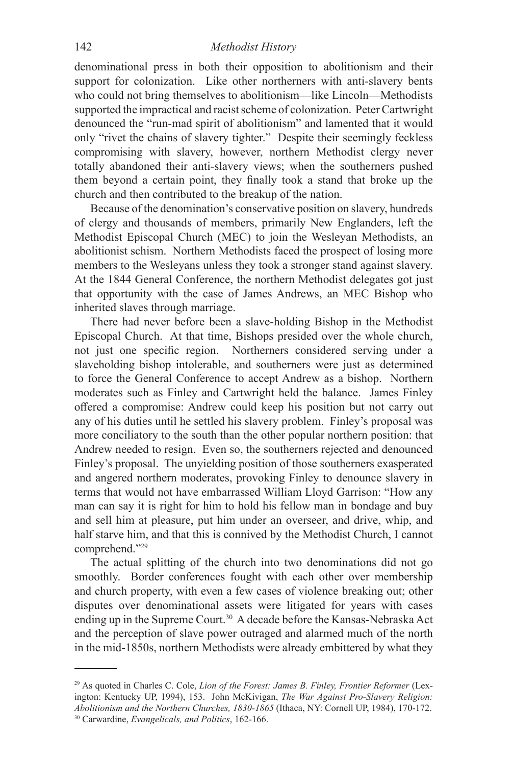denominational press in both their opposition to abolitionism and their support for colonization. Like other northerners with anti-slavery bents who could not bring themselves to abolitionism—like Lincoln—Methodists supported the impractical and racist scheme of colonization. Peter Cartwright denounced the "run-mad spirit of abolitionism" and lamented that it would only "rivet the chains of slavery tighter." Despite their seemingly feckless compromising with slavery, however, northern Methodist clergy never totally abandoned their anti-slavery views; when the southerners pushed them beyond a certain point, they finally took a stand that broke up the church and then contributed to the breakup of the nation.

Because of the denomination's conservative position on slavery, hundreds of clergy and thousands of members, primarily New Englanders, left the Methodist Episcopal Church (MEC) to join the Wesleyan Methodists, an abolitionist schism. Northern Methodists faced the prospect of losing more members to the Wesleyans unless they took a stronger stand against slavery. At the 1844 General Conference, the northern Methodist delegates got just that opportunity with the case of James Andrews, an MEC Bishop who inherited slaves through marriage.

There had never before been a slave-holding Bishop in the Methodist Episcopal Church. At that time, Bishops presided over the whole church, not just one specific region. Northerners considered serving under a slaveholding bishop intolerable, and southerners were just as determined to force the General Conference to accept Andrew as a bishop. Northern moderates such as Finley and Cartwright held the balance. James Finley offered a compromise: Andrew could keep his position but not carry out any of his duties until he settled his slavery problem. Finley's proposal was more conciliatory to the south than the other popular northern position: that Andrew needed to resign. Even so, the southerners rejected and denounced Finley's proposal. The unyielding position of those southerners exasperated and angered northern moderates, provoking Finley to denounce slavery in terms that would not have embarrassed William Lloyd Garrison: "How any man can say it is right for him to hold his fellow man in bondage and buy and sell him at pleasure, put him under an overseer, and drive, whip, and half starve him, and that this is connived by the Methodist Church, I cannot comprehend."[29]

The actual splitting of the church into two denominations did not go smoothly. Border conferences fought with each other over membership and church property, with even a few cases of violence breaking out; other disputes over denominational assets were litigated for years with cases ending up in the Supreme Court.[30] A decade before the Kansas-Nebraska Act and the perception of slave power outraged and alarmed much of the north in the mid-1850s, northern Methodists were already embittered by what they

---

[29] As quoted in Charles C. Cole, *Lion of the Forest: James B. Finley, Frontier Reformer* (Lexington: Kentucky UP, 1994), 153. John McKivigan, *The War Against Pro-Slavery Religion: Abolitionism and the Northern Churches, 1830-1865* (Ithaca, NY: Cornell UP, 1984), 170-172.

[30] Carwardine, *Evangelicals, and Politics*, 162-166.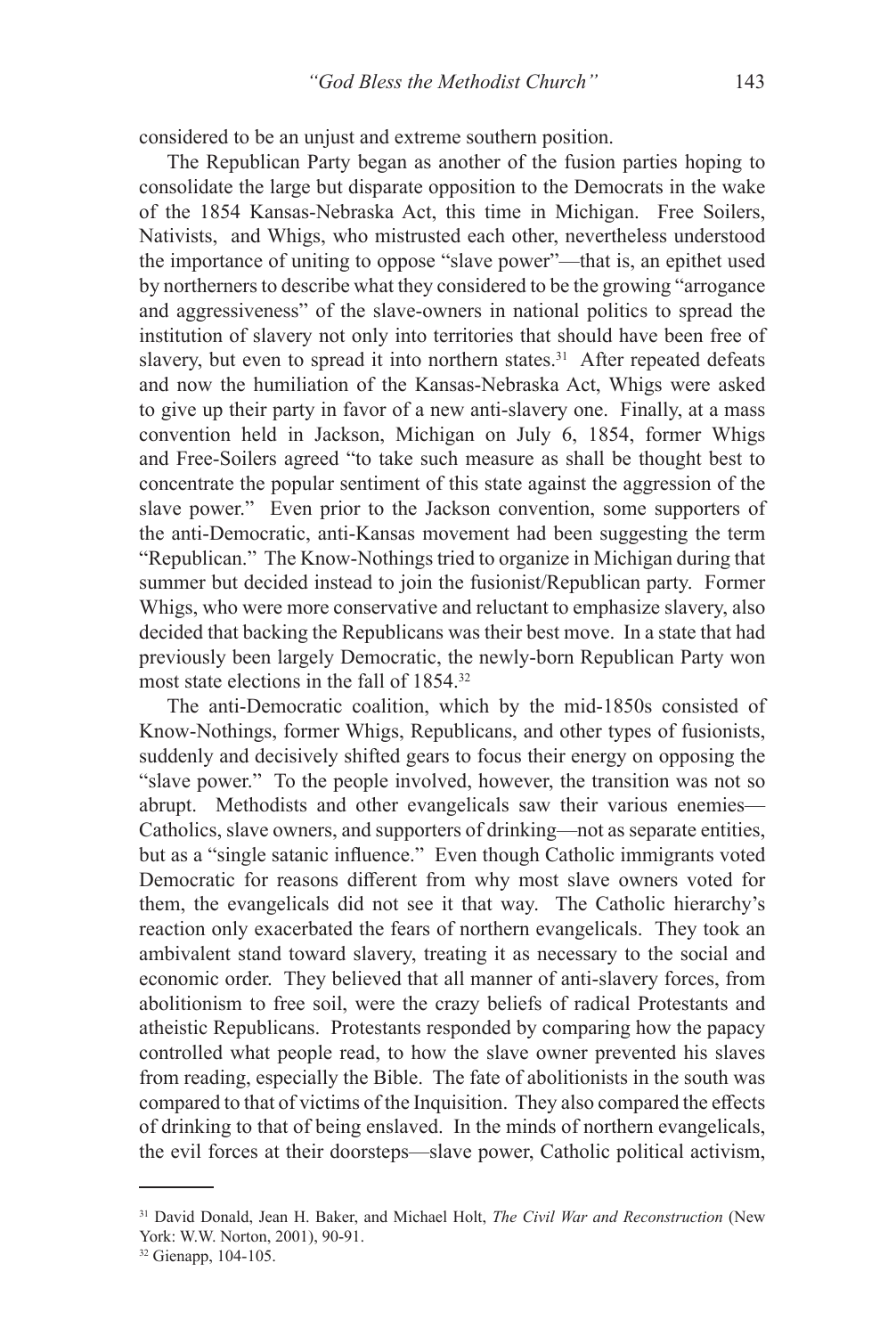considered to be an unjust and extreme southern position.

The Republican Party began as another of the fusion parties hoping to consolidate the large but disparate opposition to the Democrats in the wake of the 1854 Kansas-Nebraska Act, this time in Michigan. Free Soilers, Nativists, and Whigs, who mistrusted each other, nevertheless understood the importance of uniting to oppose "slave power"—that is, an epithet used by northerners to describe what they considered to be the growing "arrogance and aggressiveness" of the slave-owners in national politics to spread the institution of slavery not only into territories that should have been free of slavery, but even to spread it into northern states.[31] After repeated defeats and now the humiliation of the Kansas-Nebraska Act, Whigs were asked to give up their party in favor of a new anti-slavery one. Finally, at a mass convention held in Jackson, Michigan on July 6, 1854, former Whigs and Free-Soilers agreed "to take such measure as shall be thought best to concentrate the popular sentiment of this state against the aggression of the slave power." Even prior to the Jackson convention, some supporters of the anti-Democratic, anti-Kansas movement had been suggesting the term "Republican." The Know-Nothings tried to organize in Michigan during that summer but decided instead to join the fusionist/Republican party. Former Whigs, who were more conservative and reluctant to emphasize slavery, also decided that backing the Republicans was their best move. In a state that had previously been largely Democratic, the newly-born Republican Party won most state elections in the fall of 1854.[32]

The anti-Democratic coalition, which by the mid-1850s consisted of Know-Nothings, former Whigs, Republicans, and other types of fusionists, suddenly and decisively shifted gears to focus their energy on opposing the "slave power." To the people involved, however, the transition was not so abrupt. Methodists and other evangelicals saw their various enemies—Catholics, slave owners, and supporters of drinking—not as separate entities, but as a "single satanic influence." Even though Catholic immigrants voted Democratic for reasons different from why most slave owners voted for them, the evangelicals did not see it that way. The Catholic hierarchy's reaction only exacerbated the fears of northern evangelicals. They took an ambivalent stand toward slavery, treating it as necessary to the social and economic order. They believed that all manner of anti-slavery forces, from abolitionism to free soil, were the crazy beliefs of radical Protestants and atheistic Republicans. Protestants responded by comparing how the papacy controlled what people read, to how the slave owner prevented his slaves from reading, especially the Bible. The fate of abolitionists in the south was compared to that of victims of the Inquisition. They also compared the effects of drinking to that of being enslaved. In the minds of northern evangelicals, the evil forces at their doorsteps—slave power, Catholic political activism,

---

[31] David Donald, Jean H. Baker, and Michael Holt, *The Civil War and Reconstruction* (New York: W.W. Norton, 2001), 90-91.

[32] Gienapp, 104-105.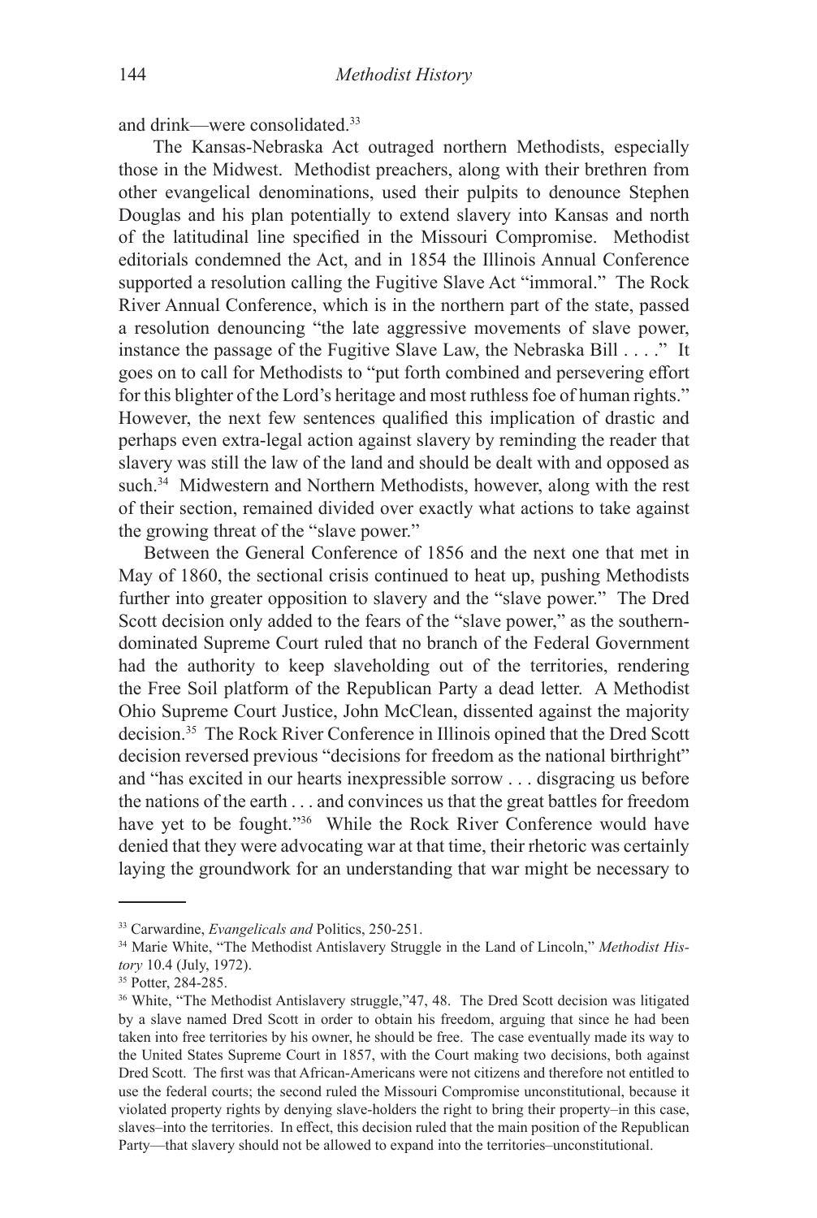and drink—were consolidated.[33]

The Kansas-Nebraska Act outraged northern Methodists, especially those in the Midwest. Methodist preachers, along with their brethren from other evangelical denominations, used their pulpits to denounce Stephen Douglas and his plan potentially to extend slavery into Kansas and north of the latitudinal line specified in the Missouri Compromise. Methodist editorials condemned the Act, and in 1854 the Illinois Annual Conference supported a resolution calling the Fugitive Slave Act "immoral." The Rock River Annual Conference, which is in the northern part of the state, passed a resolution denouncing "the late aggressive movements of slave power, instance the passage of the Fugitive Slave Law, the Nebraska Bill . . . ." It goes on to call for Methodists to "put forth combined and persevering effort for this blighter of the Lord's heritage and most ruthless foe of human rights." However, the next few sentences qualified this implication of drastic and perhaps even extra-legal action against slavery by reminding the reader that slavery was still the law of the land and should be dealt with and opposed as such.[34] Midwestern and Northern Methodists, however, along with the rest of their section, remained divided over exactly what actions to take against the growing threat of the "slave power."

Between the General Conference of 1856 and the next one that met in May of 1860, the sectional crisis continued to heat up, pushing Methodists further into greater opposition to slavery and the "slave power." The Dred Scott decision only added to the fears of the "slave power," as the southern-dominated Supreme Court ruled that no branch of the Federal Government had the authority to keep slaveholding out of the territories, rendering the Free Soil platform of the Republican Party a dead letter. A Methodist Ohio Supreme Court Justice, John McClean, dissented against the majority decision.[35] The Rock River Conference in Illinois opined that the Dred Scott decision reversed previous "decisions for freedom as the national birthright" and "has excited in our hearts inexpressible sorrow . . . disgracing us before the nations of the earth . . . and convinces us that the great battles for freedom have yet to be fought."[36] While the Rock River Conference would have denied that they were advocating war at that time, their rhetoric was certainly laying the groundwork for an understanding that war might be necessary to

---

[33] Carwardine, *Evangelicals and* Politics, 250-251.

[34] Marie White, "The Methodist Antislavery Struggle in the Land of Lincoln," *Methodist History* 10.4 (July, 1972).

[35] Potter, 284-285.

[36] White, "The Methodist Antislavery struggle,"47, 48. The Dred Scott decision was litigated by a slave named Dred Scott in order to obtain his freedom, arguing that since he had been taken into free territories by his owner, he should be free. The case eventually made its way to the United States Supreme Court in 1857, with the Court making two decisions, both against Dred Scott. The first was that African-Americans were not citizens and therefore not entitled to use the federal courts; the second ruled the Missouri Compromise unconstitutional, because it violated property rights by denying slave-holders the right to bring their property–in this case, slaves–into the territories. In effect, this decision ruled that the main position of the Republican Party—that slavery should not be allowed to expand into the territories–unconstitutional.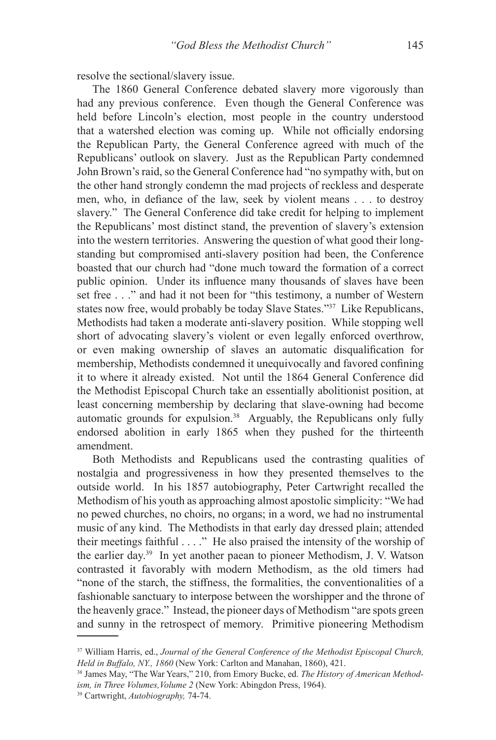resolve the sectional/slavery issue.

The 1860 General Conference debated slavery more vigorously than had any previous conference. Even though the General Conference was held before Lincoln's election, most people in the country understood that a watershed election was coming up. While not officially endorsing the Republican Party, the General Conference agreed with much of the Republicans' outlook on slavery. Just as the Republican Party condemned John Brown's raid, so the General Conference had "no sympathy with, but on the other hand strongly condemn the mad projects of reckless and desperate men, who, in defiance of the law, seek by violent means . . . to destroy slavery." The General Conference did take credit for helping to implement the Republicans' most distinct stand, the prevention of slavery's extension into the western territories. Answering the question of what good their long-standing but compromised anti-slavery position had been, the Conference boasted that our church had "done much toward the formation of a correct public opinion. Under its influence many thousands of slaves have been set free . . ." and had it not been for "this testimony, a number of Western states now free, would probably be today Slave States."[37] Like Republicans, Methodists had taken a moderate anti-slavery position. While stopping well short of advocating slavery's violent or even legally enforced overthrow, or even making ownership of slaves an automatic disqualification for membership, Methodists condemned it unequivocally and favored confining it to where it already existed. Not until the 1864 General Conference did the Methodist Episcopal Church take an essentially abolitionist position, at least concerning membership by declaring that slave-owning had become automatic grounds for expulsion.[38] Arguably, the Republicans only fully endorsed abolition in early 1865 when they pushed for the thirteenth amendment.

Both Methodists and Republicans used the contrasting qualities of nostalgia and progressiveness in how they presented themselves to the outside world. In his 1857 autobiography, Peter Cartwright recalled the Methodism of his youth as approaching almost apostolic simplicity: "We had no pewed churches, no choirs, no organs; in a word, we had no instrumental music of any kind. The Methodists in that early day dressed plain; attended their meetings faithful . . . ." He also praised the intensity of the worship of the earlier day.[39] In yet another paean to pioneer Methodism, J. V. Watson contrasted it favorably with modern Methodism, as the old timers had "none of the starch, the stiffness, the formalities, the conventionalities of a fashionable sanctuary to interpose between the worshipper and the throne of the heavenly grace." Instead, the pioneer days of Methodism "are spots green and sunny in the retrospect of memory. Primitive pioneering Methodism

---

[37] William Harris, ed., *Journal of the General Conference of the Methodist Episcopal Church, Held in Buffalo, NY., 1860* (New York: Carlton and Manahan, 1860), 421.

[38] James May, "The War Years," 210, from Emory Bucke, ed. *The History of American Methodism, in Three Volumes,Volume 2* (New York: Abingdon Press, 1964).

[39] Cartwright, *Autobiography,* 74-74.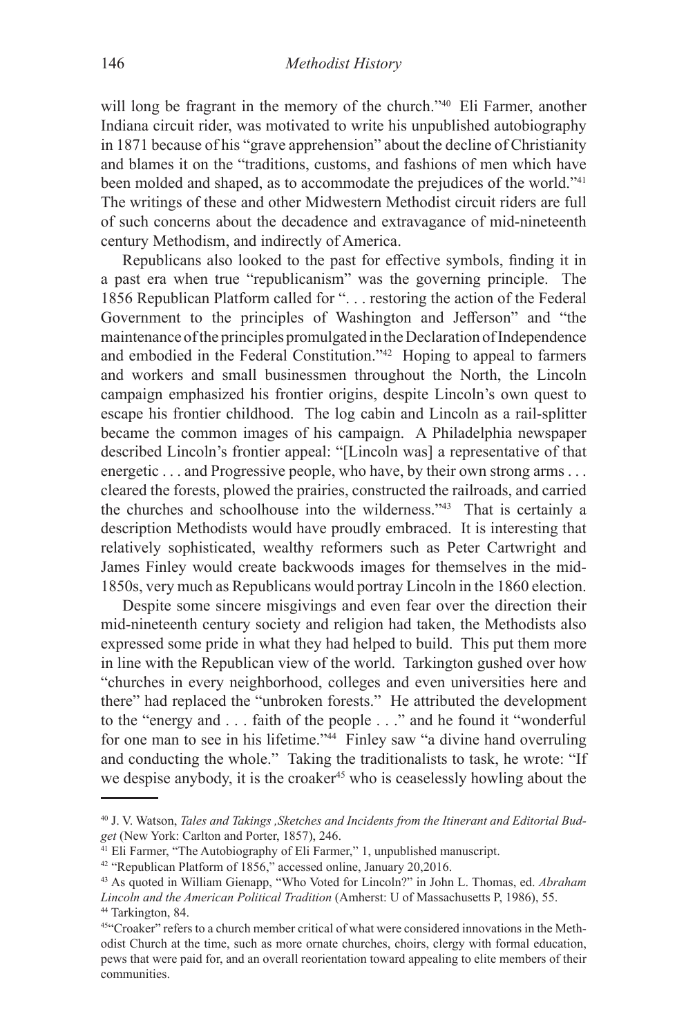will long be fragrant in the memory of the church."[40] Eli Farmer, another Indiana circuit rider, was motivated to write his unpublished autobiography in 1871 because of his "grave apprehension" about the decline of Christianity and blames it on the "traditions, customs, and fashions of men which have been molded and shaped, as to accommodate the prejudices of the world."[41] The writings of these and other Midwestern Methodist circuit riders are full of such concerns about the decadence and extravagance of mid-nineteenth century Methodism, and indirectly of America.

Republicans also looked to the past for effective symbols, finding it in a past era when true "republicanism" was the governing principle. The 1856 Republican Platform called for ". . . restoring the action of the Federal Government to the principles of Washington and Jefferson" and "the maintenance of the principles promulgated in the Declaration of Independence and embodied in the Federal Constitution."[42] Hoping to appeal to farmers and workers and small businessmen throughout the North, the Lincoln campaign emphasized his frontier origins, despite Lincoln's own quest to escape his frontier childhood. The log cabin and Lincoln as a rail-splitter became the common images of his campaign. A Philadelphia newspaper described Lincoln's frontier appeal: "[Lincoln was] a representative of that energetic . . . and Progressive people, who have, by their own strong arms . . . cleared the forests, plowed the prairies, constructed the railroads, and carried the churches and schoolhouse into the wilderness."[43] That is certainly a description Methodists would have proudly embraced. It is interesting that relatively sophisticated, wealthy reformers such as Peter Cartwright and James Finley would create backwoods images for themselves in the mid-1850s, very much as Republicans would portray Lincoln in the 1860 election.

Despite some sincere misgivings and even fear over the direction their mid-nineteenth century society and religion had taken, the Methodists also expressed some pride in what they had helped to build. This put them more in line with the Republican view of the world. Tarkington gushed over how "churches in every neighborhood, colleges and even universities here and there" had replaced the "unbroken forests." He attributed the development to the "energy and . . . faith of the people . . ." and he found it "wonderful for one man to see in his lifetime."[44] Finley saw "a divine hand overruling and conducting the whole." Taking the traditionalists to task, he wrote: "If we despise anybody, it is the croaker[45] who is ceaselessly howling about the

---

[40] J. V. Watson, *Tales and Takings ,Sketches and Incidents from the Itinerant and Editorial Budget* (New York: Carlton and Porter, 1857), 246.

[41] Eli Farmer, "The Autobiography of Eli Farmer," 1, unpublished manuscript.

[42] "Republican Platform of 1856," accessed online, January 20,2016.

[43] As quoted in William Gienapp, "Who Voted for Lincoln?" in John L. Thomas, ed. *Abraham Lincoln and the American Political Tradition* (Amherst: U of Massachusetts P, 1986), 55.

[44] Tarkington, 84.

[45] "Croaker" refers to a church member critical of what were considered innovations in the Methodist Church at the time, such as more ornate churches, choirs, clergy with formal education, pews that were paid for, and an overall reorientation toward appealing to elite members of their communities.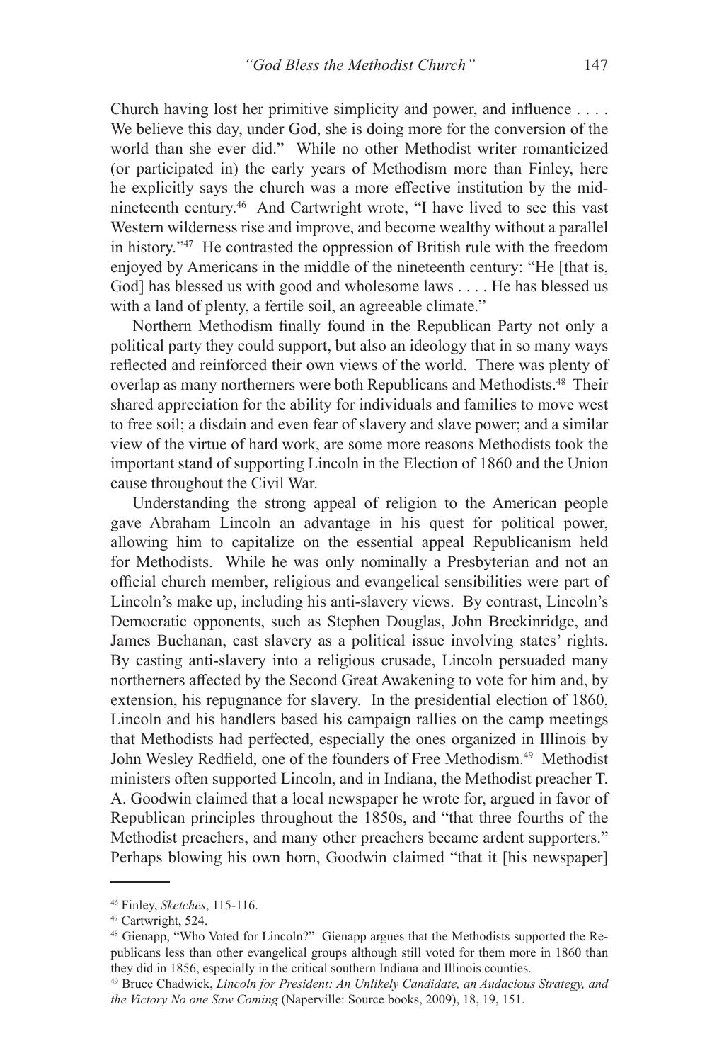Church having lost her primitive simplicity and power, and influence . . . . We believe this day, under God, she is doing more for the conversion of the world than she ever did." While no other Methodist writer romanticized (or participated in) the early years of Methodism more than Finley, here he explicitly says the church was a more effective institution by the mid-nineteenth century.[46] And Cartwright wrote, "I have lived to see this vast Western wilderness rise and improve, and become wealthy without a parallel in history."[47] He contrasted the oppression of British rule with the freedom enjoyed by Americans in the middle of the nineteenth century: "He [that is, God] has blessed us with good and wholesome laws . . . . He has blessed us with a land of plenty, a fertile soil, an agreeable climate."

Northern Methodism finally found in the Republican Party not only a political party they could support, but also an ideology that in so many ways reflected and reinforced their own views of the world. There was plenty of overlap as many northerners were both Republicans and Methodists.[48] Their shared appreciation for the ability for individuals and families to move west to free soil; a disdain and even fear of slavery and slave power; and a similar view of the virtue of hard work, are some more reasons Methodists took the important stand of supporting Lincoln in the Election of 1860 and the Union cause throughout the Civil War.

Understanding the strong appeal of religion to the American people gave Abraham Lincoln an advantage in his quest for political power, allowing him to capitalize on the essential appeal Republicanism held for Methodists. While he was only nominally a Presbyterian and not an official church member, religious and evangelical sensibilities were part of Lincoln's make up, including his anti-slavery views. By contrast, Lincoln's Democratic opponents, such as Stephen Douglas, John Breckinridge, and James Buchanan, cast slavery as a political issue involving states' rights. By casting anti-slavery into a religious crusade, Lincoln persuaded many northerners affected by the Second Great Awakening to vote for him and, by extension, his repugnance for slavery. In the presidential election of 1860, Lincoln and his handlers based his campaign rallies on the camp meetings that Methodists had perfected, especially the ones organized in Illinois by John Wesley Redfield, one of the founders of Free Methodism.[49] Methodist ministers often supported Lincoln, and in Indiana, the Methodist preacher T. A. Goodwin claimed that a local newspaper he wrote for, argued in favor of Republican principles throughout the 1850s, and "that three fourths of the Methodist preachers, and many other preachers became ardent supporters." Perhaps blowing his own horn, Goodwin claimed "that it [his newspaper]

---

[46] Finley, *Sketches*, 115-116.

[47] Cartwright, 524.

[48] Gienapp, "Who Voted for Lincoln?" Gienapp argues that the Methodists supported the Republicans less than other evangelical groups although still voted for them more in 1860 than they did in 1856, especially in the critical southern Indiana and Illinois counties.

[49] Bruce Chadwick, *Lincoln for President: An Unlikely Candidate, an Audacious Strategy, and the Victory No one Saw Coming* (Naperville: Source books, 2009), 18, 19, 151.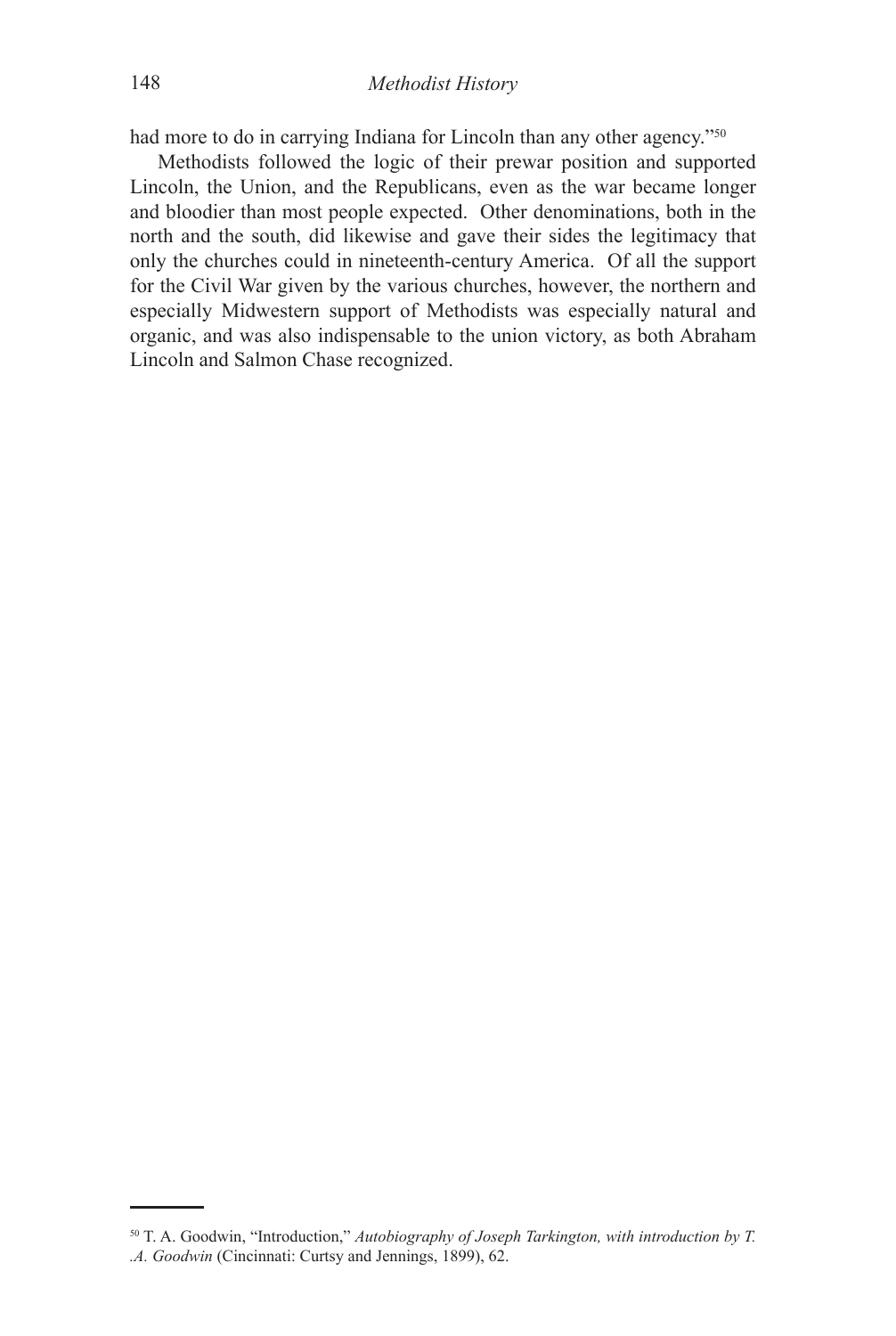had more to do in carrying Indiana for Lincoln than any other agency."[50]

Methodists followed the logic of their prewar position and supported Lincoln, the Union, and the Republicans, even as the war became longer and bloodier than most people expected. Other denominations, both in the north and the south, did likewise and gave their sides the legitimacy that only the churches could in nineteenth-century America. Of all the support for the Civil War given by the various churches, however, the northern and especially Midwestern support of Methodists was especially natural and organic, and was also indispensable to the union victory, as both Abraham Lincoln and Salmon Chase recognized.

---

[50] T. A. Goodwin, "Introduction," *Autobiography of Joseph Tarkington, with introduction by T. .A. Goodwin* (Cincinnati: Curtsy and Jennings, 1899), 62.